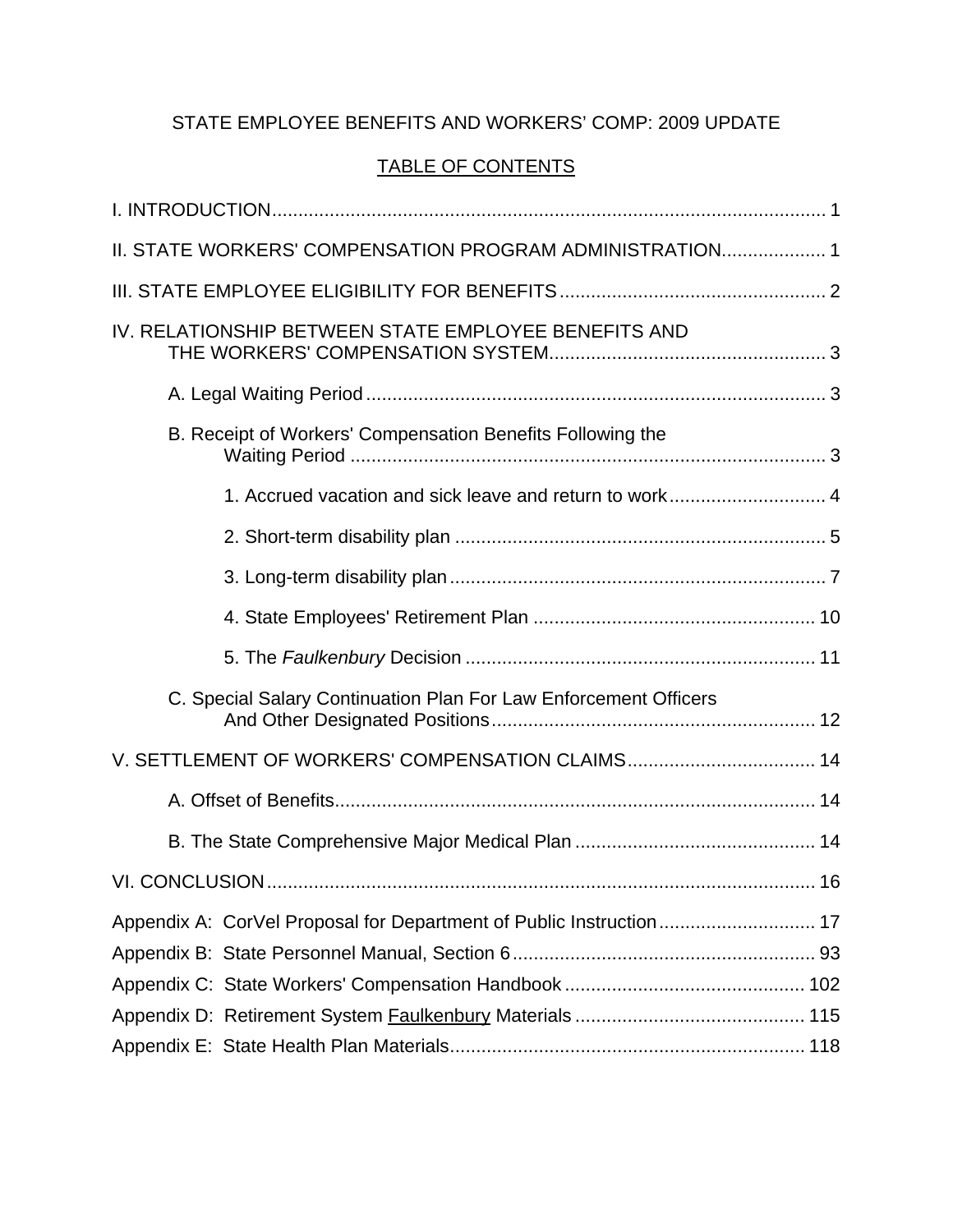STATE EMPLOYEE BENEFITS AND WORKERS' COMP: 2009 UPDATE

TABLE OF CONTENTS

I. INTRODUCTION .......... 1

II. STATE WORKERS' COMPENSATION PROGRAM ADMINISTRATION .......... 1

III. STATE EMPLOYEE ELIGIBILITY FOR BENEFITS .......... 2

IV. RELATIONSHIP BETWEEN STATE EMPLOYEE BENEFITS AND THE WORKERS' COMPENSATION SYSTEM .......... 3

- A. Legal Waiting Period .......... 3
- B. Receipt of Workers' Compensation Benefits Following the Waiting Period .......... 3
  - 1. Accrued vacation and sick leave and return to work .......... 4
  - 2. Short-term disability plan .......... 5
  - 3. Long-term disability plan .......... 7
  - 4. State Employees' Retirement Plan .......... 10
  - 5. The *Faulkenbury* Decision .......... 11
- C. Special Salary Continuation Plan For Law Enforcement Officers And Other Designated Positions .......... 12

V. SETTLEMENT OF WORKERS' COMPENSATION CLAIMS .......... 14

- A. Offset of Benefits .......... 14
- B. The State Comprehensive Major Medical Plan .......... 14

VI. CONCLUSION .......... 16

Appendix A: CorVel Proposal for Department of Public Instruction .......... 17

Appendix B: State Personnel Manual, Section 6 .......... 93

Appendix C: State Workers' Compensation Handbook .......... 102

Appendix D: Retirement System Faulkenbury Materials .......... 115

Appendix E: State Health Plan Materials .......... 118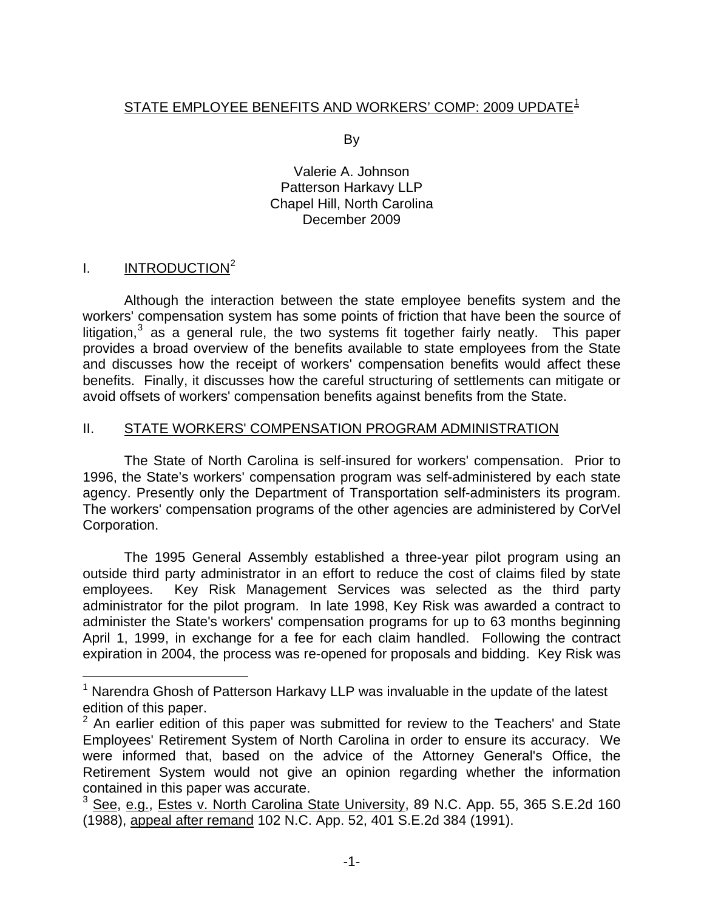STATE EMPLOYEE BENEFITS AND WORKERS' COMP: 2009 UPDATE[1]

By

Valerie A. Johnson
Patterson Harkavy LLP
Chapel Hill, North Carolina
December 2009

## I. INTRODUCTION[2]

Although the interaction between the state employee benefits system and the workers' compensation system has some points of friction that have been the source of litigation,[3] as a general rule, the two systems fit together fairly neatly. This paper provides a broad overview of the benefits available to state employees from the State and discusses how the receipt of workers' compensation benefits would affect these benefits. Finally, it discusses how the careful structuring of settlements can mitigate or avoid offsets of workers' compensation benefits against benefits from the State.

## II. STATE WORKERS' COMPENSATION PROGRAM ADMINISTRATION

The State of North Carolina is self-insured for workers' compensation. Prior to 1996, the State's workers' compensation program was self-administered by each state agency. Presently only the Department of Transportation self-administers its program. The workers' compensation programs of the other agencies are administered by CorVel Corporation.

The 1995 General Assembly established a three-year pilot program using an outside third party administrator in an effort to reduce the cost of claims filed by state employees. Key Risk Management Services was selected as the third party administrator for the pilot program. In late 1998, Key Risk was awarded a contract to administer the State's workers' compensation programs for up to 63 months beginning April 1, 1999, in exchange for a fee for each claim handled. Following the contract expiration in 2004, the process was re-opened for proposals and bidding. Key Risk was

---

[1] Narendra Ghosh of Patterson Harkavy LLP was invaluable in the update of the latest edition of this paper.

[2] An earlier edition of this paper was submitted for review to the Teachers' and State Employees' Retirement System of North Carolina in order to ensure its accuracy. We were informed that, based on the advice of the Attorney General's Office, the Retirement System would not give an opinion regarding whether the information contained in this paper was accurate.

[3] See, e.g., Estes v. North Carolina State University, 89 N.C. App. 55, 365 S.E.2d 160 (1988), appeal after remand 102 N.C. App. 52, 401 S.E.2d 384 (1991).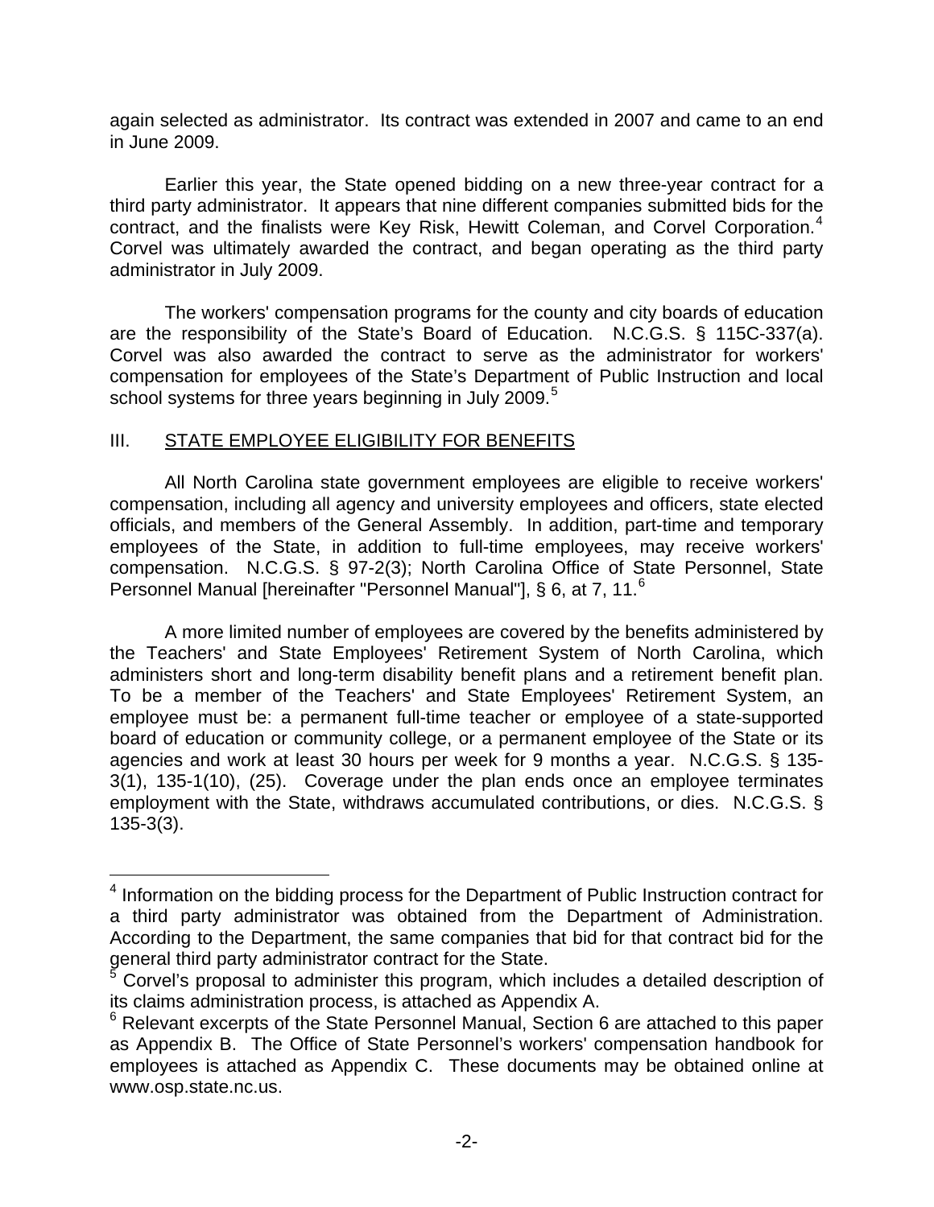again selected as administrator. Its contract was extended in 2007 and came to an end in June 2009.

Earlier this year, the State opened bidding on a new three-year contract for a third party administrator. It appears that nine different companies submitted bids for the contract, and the finalists were Key Risk, Hewitt Coleman, and Corvel Corporation.[4] Corvel was ultimately awarded the contract, and began operating as the third party administrator in July 2009.

The workers' compensation programs for the county and city boards of education are the responsibility of the State's Board of Education. N.C.G.S. § 115C-337(a). Corvel was also awarded the contract to serve as the administrator for workers' compensation for employees of the State's Department of Public Instruction and local school systems for three years beginning in July 2009.[5]

## III. STATE EMPLOYEE ELIGIBILITY FOR BENEFITS

All North Carolina state government employees are eligible to receive workers' compensation, including all agency and university employees and officers, state elected officials, and members of the General Assembly. In addition, part-time and temporary employees of the State, in addition to full-time employees, may receive workers' compensation. N.C.G.S. § 97-2(3); North Carolina Office of State Personnel, State Personnel Manual [hereinafter "Personnel Manual"], § 6, at 7, 11.[6]

A more limited number of employees are covered by the benefits administered by the Teachers' and State Employees' Retirement System of North Carolina, which administers short and long-term disability benefit plans and a retirement benefit plan. To be a member of the Teachers' and State Employees' Retirement System, an employee must be: a permanent full-time teacher or employee of a state-supported board of education or community college, or a permanent employee of the State or its agencies and work at least 30 hours per week for 9 months a year. N.C.G.S. § 135-3(1), 135-1(10), (25). Coverage under the plan ends once an employee terminates employment with the State, withdraws accumulated contributions, or dies. N.C.G.S. § 135-3(3).

---

[4] Information on the bidding process for the Department of Public Instruction contract for a third party administrator was obtained from the Department of Administration. According to the Department, the same companies that bid for that contract bid for the general third party administrator contract for the State.

[5] Corvel's proposal to administer this program, which includes a detailed description of its claims administration process, is attached as Appendix A.

[6] Relevant excerpts of the State Personnel Manual, Section 6 are attached to this paper as Appendix B. The Office of State Personnel's workers' compensation handbook for employees is attached as Appendix C. These documents may be obtained online at www.osp.state.nc.us.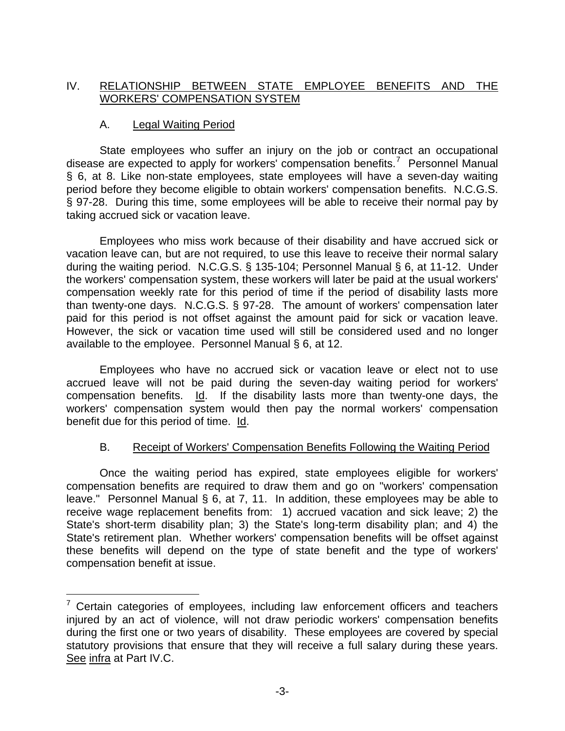## IV. RELATIONSHIP BETWEEN STATE EMPLOYEE BENEFITS AND THE WORKERS' COMPENSATION SYSTEM

### A. Legal Waiting Period

State employees who suffer an injury on the job or contract an occupational disease are expected to apply for workers' compensation benefits.[7] Personnel Manual § 6, at 8. Like non-state employees, state employees will have a seven-day waiting period before they become eligible to obtain workers' compensation benefits. N.C.G.S. § 97-28. During this time, some employees will be able to receive their normal pay by taking accrued sick or vacation leave.

Employees who miss work because of their disability and have accrued sick or vacation leave can, but are not required, to use this leave to receive their normal salary during the waiting period. N.C.G.S. § 135-104; Personnel Manual § 6, at 11-12. Under the workers' compensation system, these workers will later be paid at the usual workers' compensation weekly rate for this period of time if the period of disability lasts more than twenty-one days. N.C.G.S. § 97-28. The amount of workers' compensation later paid for this period is not offset against the amount paid for sick or vacation leave. However, the sick or vacation time used will still be considered used and no longer available to the employee. Personnel Manual § 6, at 12.

Employees who have no accrued sick or vacation leave or elect not to use accrued leave will not be paid during the seven-day waiting period for workers' compensation benefits. Id. If the disability lasts more than twenty-one days, the workers' compensation system would then pay the normal workers' compensation benefit due for this period of time. Id.

### B. Receipt of Workers' Compensation Benefits Following the Waiting Period

Once the waiting period has expired, state employees eligible for workers' compensation benefits are required to draw them and go on "workers' compensation leave." Personnel Manual § 6, at 7, 11. In addition, these employees may be able to receive wage replacement benefits from: 1) accrued vacation and sick leave; 2) the State's short-term disability plan; 3) the State's long-term disability plan; and 4) the State's retirement plan. Whether workers' compensation benefits will be offset against these benefits will depend on the type of state benefit and the type of workers' compensation benefit at issue.

---

[7] Certain categories of employees, including law enforcement officers and teachers injured by an act of violence, will not draw periodic workers' compensation benefits during the first one or two years of disability. These employees are covered by special statutory provisions that ensure that they will receive a full salary during these years. See infra at Part IV.C.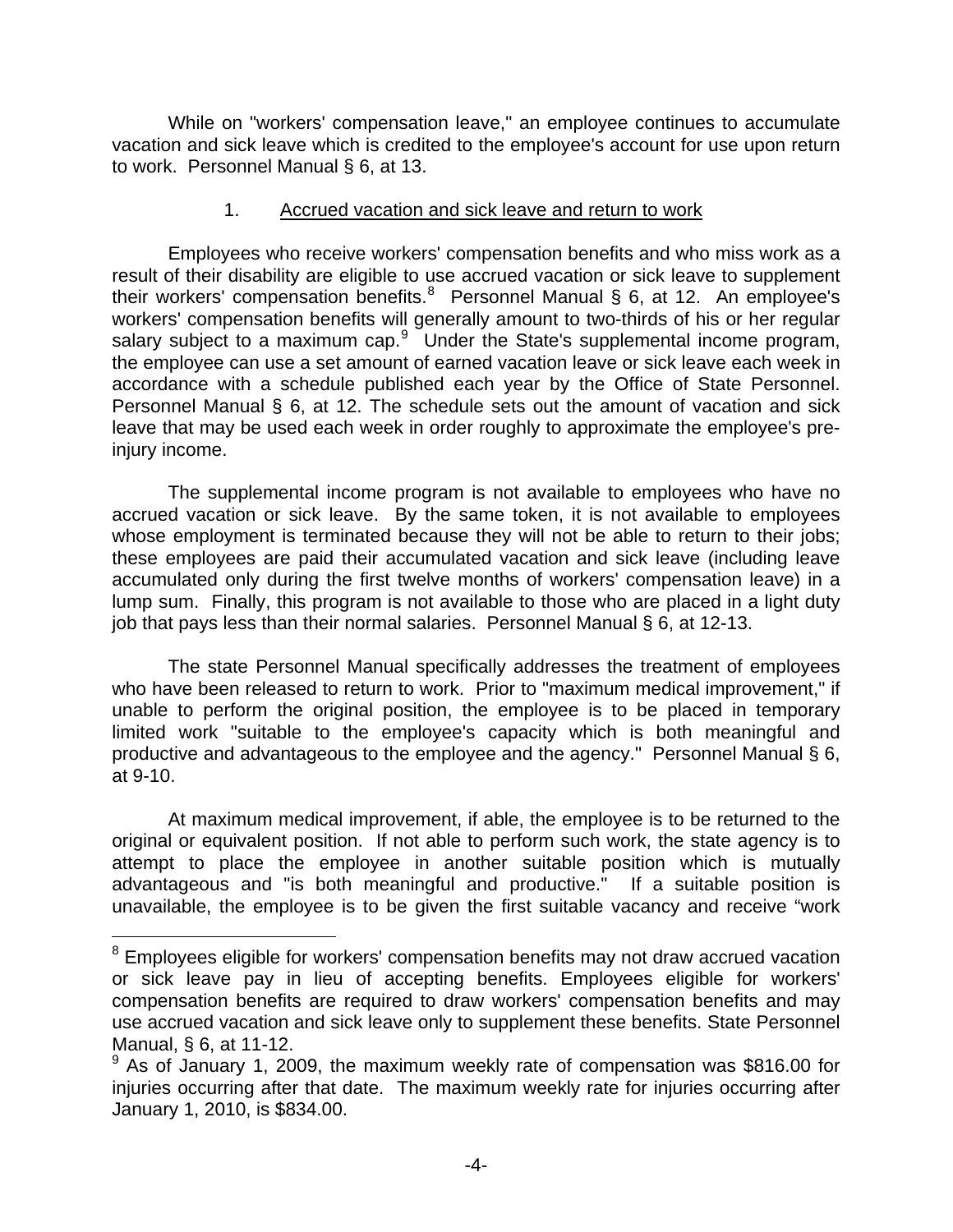While on "workers' compensation leave," an employee continues to accumulate vacation and sick leave which is credited to the employee's account for use upon return to work. Personnel Manual § 6, at 13.

### 1. Accrued vacation and sick leave and return to work

Employees who receive workers' compensation benefits and who miss work as a result of their disability are eligible to use accrued vacation or sick leave to supplement their workers' compensation benefits.[8] Personnel Manual § 6, at 12. An employee's workers' compensation benefits will generally amount to two-thirds of his or her regular salary subject to a maximum cap.[9] Under the State's supplemental income program, the employee can use a set amount of earned vacation leave or sick leave each week in accordance with a schedule published each year by the Office of State Personnel. Personnel Manual § 6, at 12. The schedule sets out the amount of vacation and sick leave that may be used each week in order roughly to approximate the employee's pre-injury income.

The supplemental income program is not available to employees who have no accrued vacation or sick leave. By the same token, it is not available to employees whose employment is terminated because they will not be able to return to their jobs; these employees are paid their accumulated vacation and sick leave (including leave accumulated only during the first twelve months of workers' compensation leave) in a lump sum. Finally, this program is not available to those who are placed in a light duty job that pays less than their normal salaries. Personnel Manual § 6, at 12-13.

The state Personnel Manual specifically addresses the treatment of employees who have been released to return to work. Prior to "maximum medical improvement," if unable to perform the original position, the employee is to be placed in temporary limited work "suitable to the employee's capacity which is both meaningful and productive and advantageous to the employee and the agency." Personnel Manual § 6, at 9-10.

At maximum medical improvement, if able, the employee is to be returned to the original or equivalent position. If not able to perform such work, the state agency is to attempt to place the employee in another suitable position which is mutually advantageous and "is both meaningful and productive." If a suitable position is unavailable, the employee is to be given the first suitable vacancy and receive "work

[8] Employees eligible for workers' compensation benefits may not draw accrued vacation or sick leave pay in lieu of accepting benefits. Employees eligible for workers' compensation benefits are required to draw workers' compensation benefits and may use accrued vacation and sick leave only to supplement these benefits. State Personnel Manual, § 6, at 11-12.

[9] As of January 1, 2009, the maximum weekly rate of compensation was $816.00 for injuries occurring after that date. The maximum weekly rate for injuries occurring after January 1, 2010, is $834.00.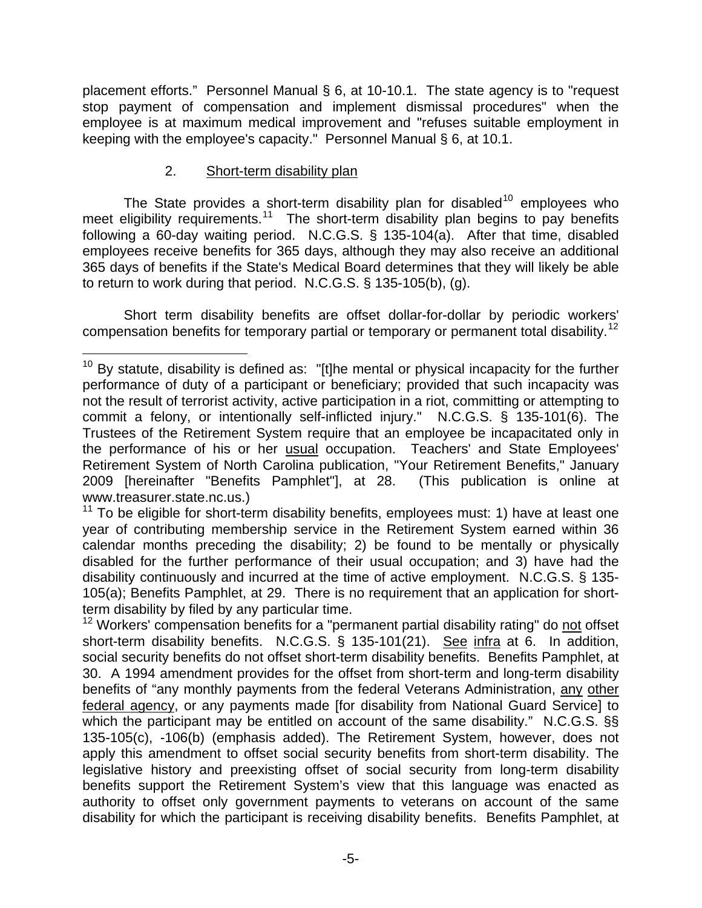placement efforts." Personnel Manual § 6, at 10-10.1. The state agency is to "request stop payment of compensation and implement dismissal procedures" when the employee is at maximum medical improvement and "refuses suitable employment in keeping with the employee's capacity." Personnel Manual § 6, at 10.1.

### 2. Short-term disability plan

The State provides a short-term disability plan for disabled[10] employees who meet eligibility requirements.[11] The short-term disability plan begins to pay benefits following a 60-day waiting period. N.C.G.S. § 135-104(a). After that time, disabled employees receive benefits for 365 days, although they may also receive an additional 365 days of benefits if the State's Medical Board determines that they will likely be able to return to work during that period. N.C.G.S. § 135-105(b), (g).

Short term disability benefits are offset dollar-for-dollar by periodic workers' compensation benefits for temporary partial or temporary or permanent total disability.[12]

---

[10] By statute, disability is defined as: "[t]he mental or physical incapacity for the further performance of duty of a participant or beneficiary; provided that such incapacity was not the result of terrorist activity, active participation in a riot, committing or attempting to commit a felony, or intentionally self-inflicted injury." N.C.G.S. § 135-101(6). The Trustees of the Retirement System require that an employee be incapacitated only in the performance of his or her usual occupation. Teachers' and State Employees' Retirement System of North Carolina publication, "Your Retirement Benefits," January 2009 [hereinafter "Benefits Pamphlet"], at 28. (This publication is online at www.treasurer.state.nc.us.)

[11] To be eligible for short-term disability benefits, employees must: 1) have at least one year of contributing membership service in the Retirement System earned within 36 calendar months preceding the disability; 2) be found to be mentally or physically disabled for the further performance of their usual occupation; and 3) have had the disability continuously and incurred at the time of active employment. N.C.G.S. § 135-105(a); Benefits Pamphlet, at 29. There is no requirement that an application for short-term disability by filed by any particular time.

[12] Workers' compensation benefits for a "permanent partial disability rating" do not offset short-term disability benefits. N.C.G.S. § 135-101(21). See infra at 6. In addition, social security benefits do not offset short-term disability benefits. Benefits Pamphlet, at 30. A 1994 amendment provides for the offset from short-term and long-term disability benefits of "any monthly payments from the federal Veterans Administration, any other federal agency, or any payments made [for disability from National Guard Service] to which the participant may be entitled on account of the same disability." N.C.G.S. §§ 135-105(c), -106(b) (emphasis added). The Retirement System, however, does not apply this amendment to offset social security benefits from short-term disability. The legislative history and preexisting offset of social security from long-term disability benefits support the Retirement System's view that this language was enacted as authority to offset only government payments to veterans on account of the same disability for which the participant is receiving disability benefits. Benefits Pamphlet, at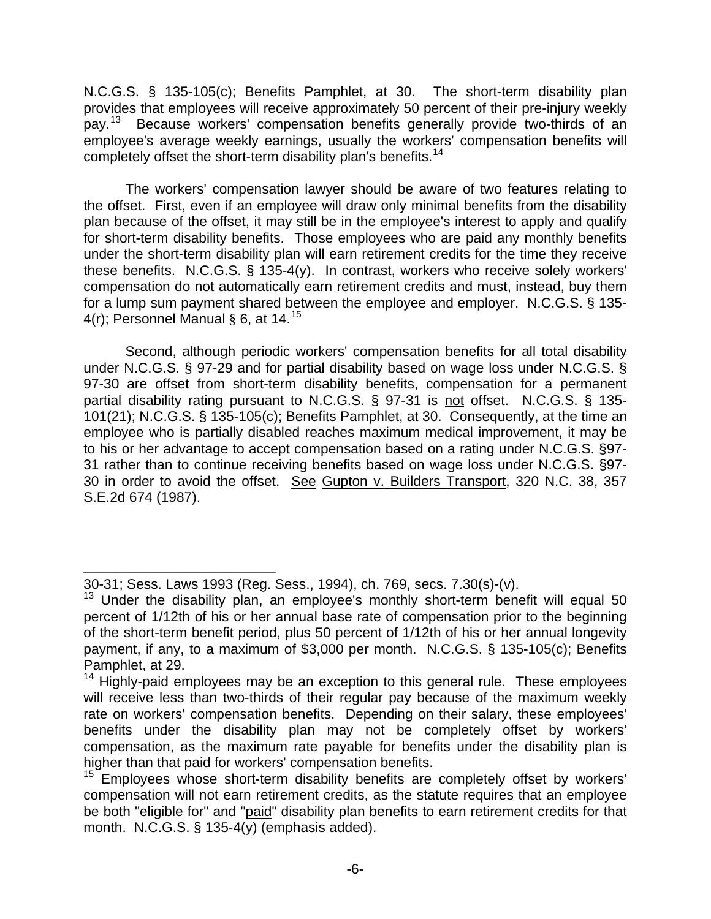N.C.G.S. § 135-105(c); Benefits Pamphlet, at 30. The short-term disability plan provides that employees will receive approximately 50 percent of their pre-injury weekly pay.[13] Because workers' compensation benefits generally provide two-thirds of an employee's average weekly earnings, usually the workers' compensation benefits will completely offset the short-term disability plan's benefits.[14]

The workers' compensation lawyer should be aware of two features relating to the offset. First, even if an employee will draw only minimal benefits from the disability plan because of the offset, it may still be in the employee's interest to apply and qualify for short-term disability benefits. Those employees who are paid any monthly benefits under the short-term disability plan will earn retirement credits for the time they receive these benefits. N.C.G.S. § 135-4(y). In contrast, workers who receive solely workers' compensation do not automatically earn retirement credits and must, instead, buy them for a lump sum payment shared between the employee and employer. N.C.G.S. § 135-4(r); Personnel Manual § 6, at 14.[15]

Second, although periodic workers' compensation benefits for all total disability under N.C.G.S. § 97-29 and for partial disability based on wage loss under N.C.G.S. § 97-30 are offset from short-term disability benefits, compensation for a permanent partial disability rating pursuant to N.C.G.S. § 97-31 is <u>not</u> offset. N.C.G.S. § 135-101(21); N.C.G.S. § 135-105(c); Benefits Pamphlet, at 30. Consequently, at the time an employee who is partially disabled reaches maximum medical improvement, it may be to his or her advantage to accept compensation based on a rating under N.C.G.S. §97-31 rather than to continue receiving benefits based on wage loss under N.C.G.S. §97-30 in order to avoid the offset. <u>See</u> <u>Gupton v. Builders Transport</u>, 320 N.C. 38, 357 S.E.2d 674 (1987).

---

30-31; Sess. Laws 1993 (Reg. Sess., 1994), ch. 769, secs. 7.30(s)-(v).

[13] Under the disability plan, an employee's monthly short-term benefit will equal 50 percent of 1/12th of his or her annual base rate of compensation prior to the beginning of the short-term benefit period, plus 50 percent of 1/12th of his or her annual longevity payment, if any, to a maximum of $3,000 per month. N.C.G.S. § 135-105(c); Benefits Pamphlet, at 29.

[14] Highly-paid employees may be an exception to this general rule. These employees will receive less than two-thirds of their regular pay because of the maximum weekly rate on workers' compensation benefits. Depending on their salary, these employees' benefits under the disability plan may not be completely offset by workers' compensation, as the maximum rate payable for benefits under the disability plan is higher than that paid for workers' compensation benefits.

[15] Employees whose short-term disability benefits are completely offset by workers' compensation will not earn retirement credits, as the statute requires that an employee be both "eligible for" and "<u>paid</u>" disability plan benefits to earn retirement credits for that month. N.C.G.S. § 135-4(y) (emphasis added).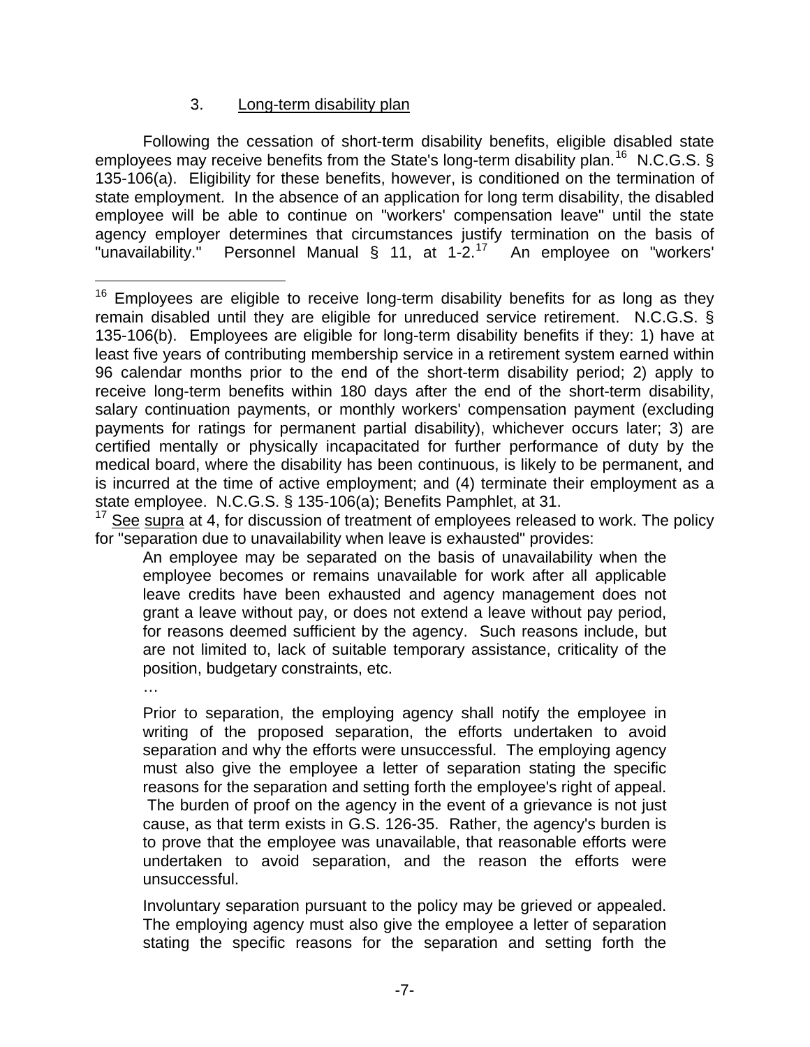### 3. Long-term disability plan

Following the cessation of short-term disability benefits, eligible disabled state employees may receive benefits from the State's long-term disability plan.[16] N.C.G.S. § 135-106(a). Eligibility for these benefits, however, is conditioned on the termination of state employment. In the absence of an application for long term disability, the disabled employee will be able to continue on "workers' compensation leave" until the state agency employer determines that circumstances justify termination on the basis of "unavailability." Personnel Manual § 11, at 1-2.[17] An employee on "workers'

---

[16] Employees are eligible to receive long-term disability benefits for as long as they remain disabled until they are eligible for unreduced service retirement. N.C.G.S. § 135-106(b). Employees are eligible for long-term disability benefits if they: 1) have at least five years of contributing membership service in a retirement system earned within 96 calendar months prior to the end of the short-term disability period; 2) apply to receive long-term benefits within 180 days after the end of the short-term disability, salary continuation payments, or monthly workers' compensation payment (excluding payments for ratings for permanent partial disability), whichever occurs later; 3) are certified mentally or physically incapacitated for further performance of duty by the medical board, where the disability has been continuous, is likely to be permanent, and is incurred at the time of active employment; and (4) terminate their employment as a state employee. N.C.G.S. § 135-106(a); Benefits Pamphlet, at 31.

[17] See supra at 4, for discussion of treatment of employees released to work. The policy for "separation due to unavailability when leave is exhausted" provides:

> An employee may be separated on the basis of unavailability when the employee becomes or remains unavailable for work after all applicable leave credits have been exhausted and agency management does not grant a leave without pay, or does not extend a leave without pay period, for reasons deemed sufficient by the agency. Such reasons include, but are not limited to, lack of suitable temporary assistance, criticality of the position, budgetary constraints, etc.
>
> …
>
> Prior to separation, the employing agency shall notify the employee in writing of the proposed separation, the efforts undertaken to avoid separation and why the efforts were unsuccessful. The employing agency must also give the employee a letter of separation stating the specific reasons for the separation and setting forth the employee's right of appeal. The burden of proof on the agency in the event of a grievance is not just cause, as that term exists in G.S. 126-35. Rather, the agency's burden is to prove that the employee was unavailable, that reasonable efforts were undertaken to avoid separation, and the reason the efforts were unsuccessful.
>
> Involuntary separation pursuant to the policy may be grieved or appealed. The employing agency must also give the employee a letter of separation stating the specific reasons for the separation and setting forth the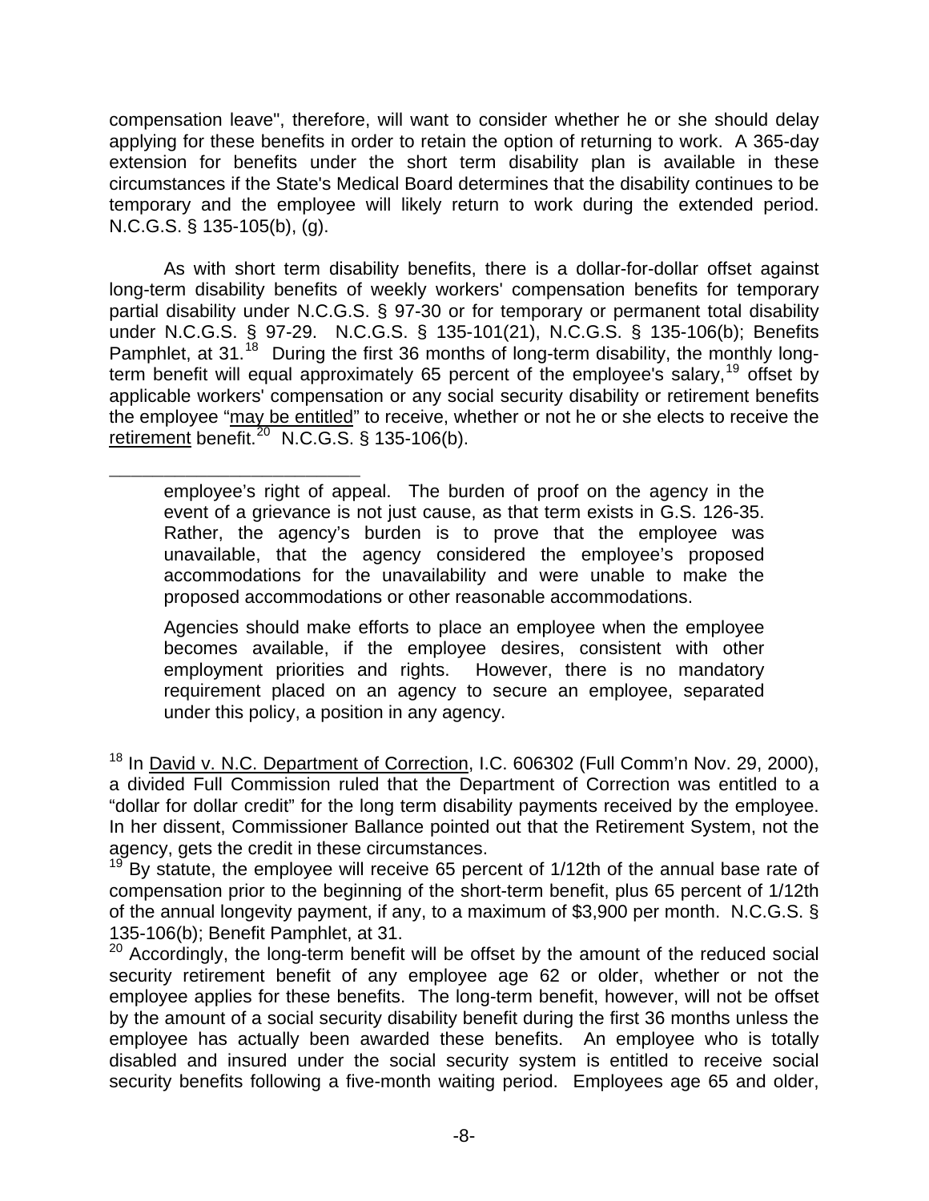compensation leave", therefore, will want to consider whether he or she should delay applying for these benefits in order to retain the option of returning to work. A 365-day extension for benefits under the short term disability plan is available in these circumstances if the State's Medical Board determines that the disability continues to be temporary and the employee will likely return to work during the extended period. N.C.G.S. § 135-105(b), (g).

As with short term disability benefits, there is a dollar-for-dollar offset against long-term disability benefits of weekly workers' compensation benefits for temporary partial disability under N.C.G.S. § 97-30 or for temporary or permanent total disability under N.C.G.S. § 97-29. N.C.G.S. § 135-101(21), N.C.G.S. § 135-106(b); Benefits Pamphlet, at 31.[18] During the first 36 months of long-term disability, the monthly long-term benefit will equal approximately 65 percent of the employee's salary,[19] offset by applicable workers' compensation or any social security disability or retirement benefits the employee "may be entitled" to receive, whether or not he or she elects to receive the retirement benefit.[20] N.C.G.S. § 135-106(b).

---

> employee's right of appeal. The burden of proof on the agency in the event of a grievance is not just cause, as that term exists in G.S. 126-35. Rather, the agency's burden is to prove that the employee was unavailable, that the agency considered the employee's proposed accommodations for the unavailability and were unable to make the proposed accommodations or other reasonable accommodations.
>
> Agencies should make efforts to place an employee when the employee becomes available, if the employee desires, consistent with other employment priorities and rights. However, there is no mandatory requirement placed on an agency to secure an employee, separated under this policy, a position in any agency.

[18] In David v. N.C. Department of Correction, I.C. 606302 (Full Comm'n Nov. 29, 2000), a divided Full Commission ruled that the Department of Correction was entitled to a "dollar for dollar credit" for the long term disability payments received by the employee. In her dissent, Commissioner Ballance pointed out that the Retirement System, not the agency, gets the credit in these circumstances.

[19] By statute, the employee will receive 65 percent of 1/12th of the annual base rate of compensation prior to the beginning of the short-term benefit, plus 65 percent of 1/12th of the annual longevity payment, if any, to a maximum of $3,900 per month. N.C.G.S. § 135-106(b); Benefit Pamphlet, at 31.

[20] Accordingly, the long-term benefit will be offset by the amount of the reduced social security retirement benefit of any employee age 62 or older, whether or not the employee applies for these benefits. The long-term benefit, however, will not be offset by the amount of a social security disability benefit during the first 36 months unless the employee has actually been awarded these benefits. An employee who is totally disabled and insured under the social security system is entitled to receive social security benefits following a five-month waiting period. Employees age 65 and older,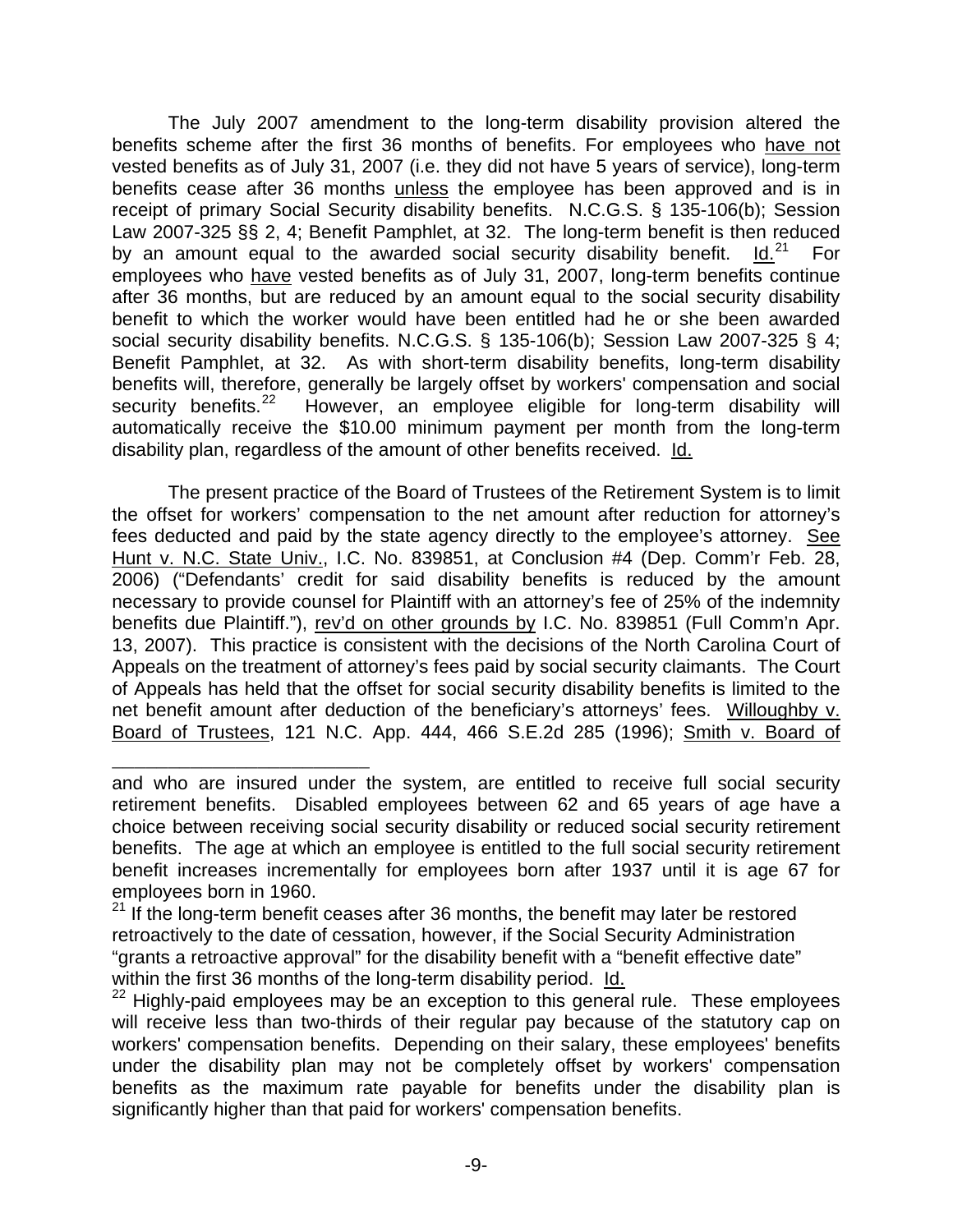The July 2007 amendment to the long-term disability provision altered the benefits scheme after the first 36 months of benefits. For employees who have not vested benefits as of July 31, 2007 (i.e. they did not have 5 years of service), long-term benefits cease after 36 months unless the employee has been approved and is in receipt of primary Social Security disability benefits. N.C.G.S. § 135-106(b); Session Law 2007-325 §§ 2, 4; Benefit Pamphlet, at 32. The long-term benefit is then reduced by an amount equal to the awarded social security disability benefit. Id.[21] For employees who have vested benefits as of July 31, 2007, long-term benefits continue after 36 months, but are reduced by an amount equal to the social security disability benefit to which the worker would have been entitled had he or she been awarded social security disability benefits. N.C.G.S. § 135-106(b); Session Law 2007-325 § 4; Benefit Pamphlet, at 32. As with short-term disability benefits, long-term disability benefits will, therefore, generally be largely offset by workers' compensation and social security benefits.[22] However, an employee eligible for long-term disability will automatically receive the $10.00 minimum payment per month from the long-term disability plan, regardless of the amount of other benefits received. Id.

The present practice of the Board of Trustees of the Retirement System is to limit the offset for workers' compensation to the net amount after reduction for attorney's fees deducted and paid by the state agency directly to the employee's attorney. See Hunt v. N.C. State Univ., I.C. No. 839851, at Conclusion #4 (Dep. Comm'r Feb. 28, 2006) ("Defendants' credit for said disability benefits is reduced by the amount necessary to provide counsel for Plaintiff with an attorney's fee of 25% of the indemnity benefits due Plaintiff."), rev'd on other grounds by I.C. No. 839851 (Full Comm'n Apr. 13, 2007). This practice is consistent with the decisions of the North Carolina Court of Appeals on the treatment of attorney's fees paid by social security claimants. The Court of Appeals has held that the offset for social security disability benefits is limited to the net benefit amount after deduction of the beneficiary's attorneys' fees. Willoughby v. Board of Trustees, 121 N.C. App. 444, 466 S.E.2d 285 (1996); Smith v. Board of

---

and who are insured under the system, are entitled to receive full social security retirement benefits. Disabled employees between 62 and 65 years of age have a choice between receiving social security disability or reduced social security retirement benefits. The age at which an employee is entitled to the full social security retirement benefit increases incrementally for employees born after 1937 until it is age 67 for employees born in 1960.

[21] If the long-term benefit ceases after 36 months, the benefit may later be restored retroactively to the date of cessation, however, if the Social Security Administration "grants a retroactive approval" for the disability benefit with a "benefit effective date" within the first 36 months of the long-term disability period. Id.

[22] Highly-paid employees may be an exception to this general rule. These employees will receive less than two-thirds of their regular pay because of the statutory cap on workers' compensation benefits. Depending on their salary, these employees' benefits under the disability plan may not be completely offset by workers' compensation benefits as the maximum rate payable for benefits under the disability plan is significantly higher than that paid for workers' compensation benefits.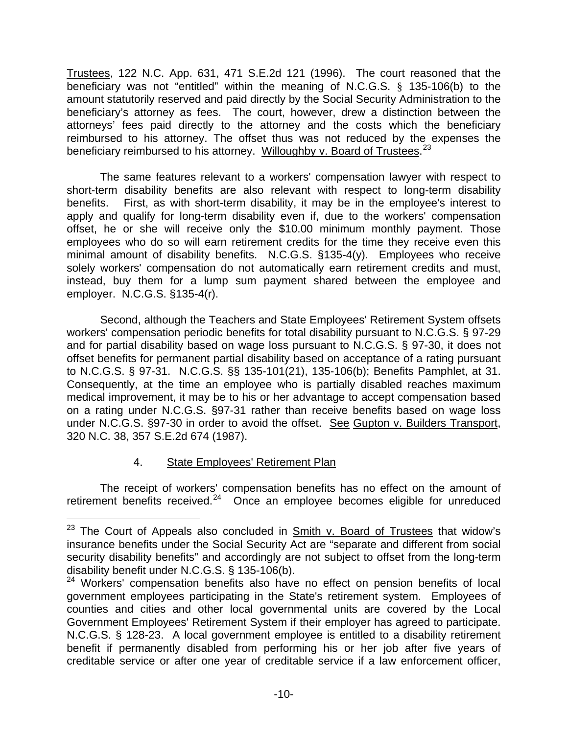Trustees, 122 N.C. App. 631, 471 S.E.2d 121 (1996). The court reasoned that the beneficiary was not "entitled" within the meaning of N.C.G.S. § 135-106(b) to the amount statutorily reserved and paid directly by the Social Security Administration to the beneficiary's attorney as fees. The court, however, drew a distinction between the attorneys' fees paid directly to the attorney and the costs which the beneficiary reimbursed to his attorney. The offset thus was not reduced by the expenses the beneficiary reimbursed to his attorney. Willoughby v. Board of Trustees.[23]

The same features relevant to a workers' compensation lawyer with respect to short-term disability benefits are also relevant with respect to long-term disability benefits. First, as with short-term disability, it may be in the employee's interest to apply and qualify for long-term disability even if, due to the workers' compensation offset, he or she will receive only the $10.00 minimum monthly payment. Those employees who do so will earn retirement credits for the time they receive even this minimal amount of disability benefits. N.C.G.S. §135-4(y). Employees who receive solely workers' compensation do not automatically earn retirement credits and must, instead, buy them for a lump sum payment shared between the employee and employer. N.C.G.S. §135-4(r).

Second, although the Teachers and State Employees' Retirement System offsets workers' compensation periodic benefits for total disability pursuant to N.C.G.S. § 97-29 and for partial disability based on wage loss pursuant to N.C.G.S. § 97-30, it does not offset benefits for permanent partial disability based on acceptance of a rating pursuant to N.C.G.S. § 97-31. N.C.G.S. §§ 135-101(21), 135-106(b); Benefits Pamphlet, at 31. Consequently, at the time an employee who is partially disabled reaches maximum medical improvement, it may be to his or her advantage to accept compensation based on a rating under N.C.G.S. §97-31 rather than receive benefits based on wage loss under N.C.G.S. §97-30 in order to avoid the offset. See Gupton v. Builders Transport, 320 N.C. 38, 357 S.E.2d 674 (1987).

### 4. State Employees' Retirement Plan

The receipt of workers' compensation benefits has no effect on the amount of retirement benefits received.[24] Once an employee becomes eligible for unreduced

---

[23] The Court of Appeals also concluded in Smith v. Board of Trustees that widow's insurance benefits under the Social Security Act are "separate and different from social security disability benefits" and accordingly are not subject to offset from the long-term disability benefit under N.C.G.S. § 135-106(b).

[24] Workers' compensation benefits also have no effect on pension benefits of local government employees participating in the State's retirement system. Employees of counties and cities and other local governmental units are covered by the Local Government Employees' Retirement System if their employer has agreed to participate. N.C.G.S. § 128-23. A local government employee is entitled to a disability retirement benefit if permanently disabled from performing his or her job after five years of creditable service or after one year of creditable service if a law enforcement officer,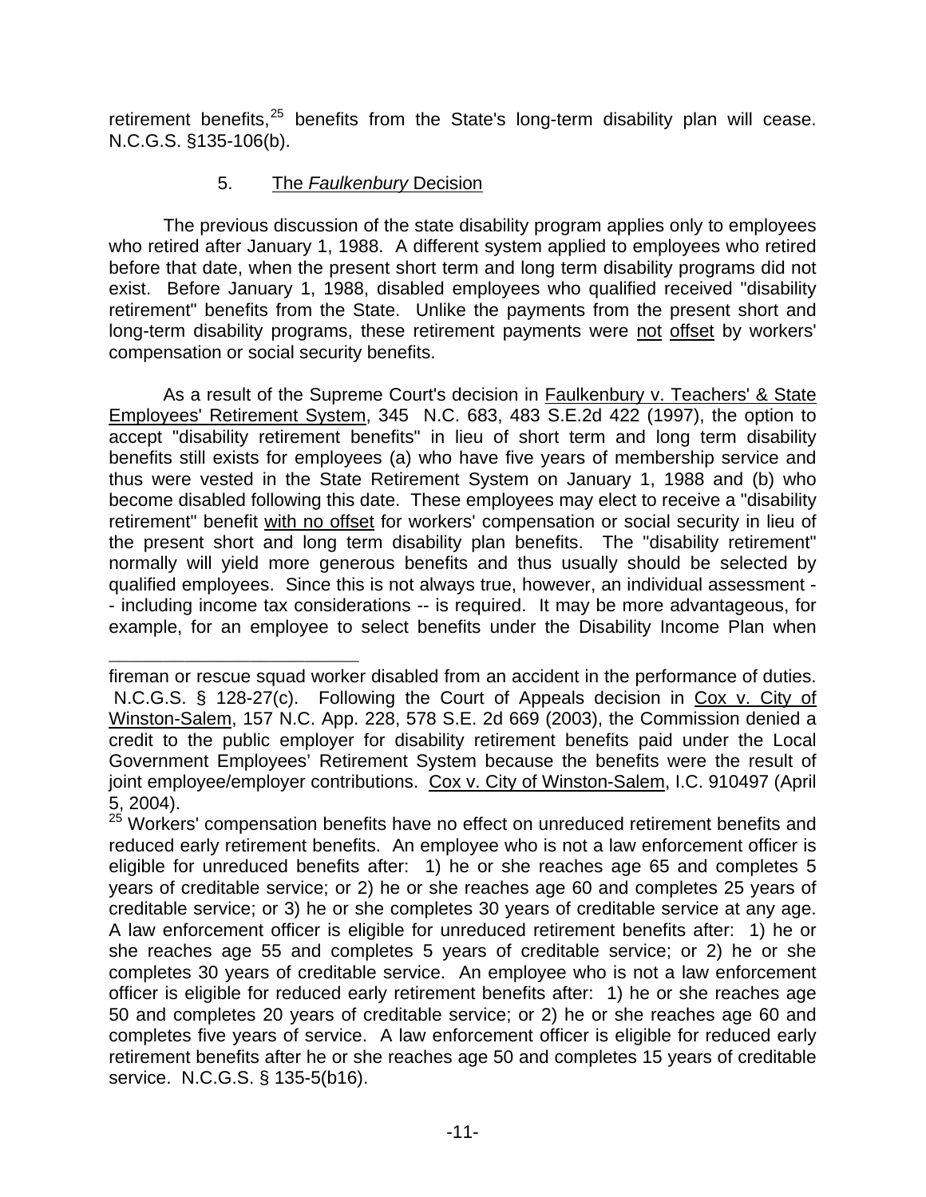retirement benefits,[25] benefits from the State's long-term disability plan will cease. N.C.G.S. §135-106(b).

### 5. The *Faulkenbury* Decision

The previous discussion of the state disability program applies only to employees who retired after January 1, 1988. A different system applied to employees who retired before that date, when the present short term and long term disability programs did not exist. Before January 1, 1988, disabled employees who qualified received "disability retirement" benefits from the State. Unlike the payments from the present short and long-term disability programs, these retirement payments were not offset by workers' compensation or social security benefits.

As a result of the Supreme Court's decision in Faulkenbury v. Teachers' & State Employees' Retirement System, 345 N.C. 683, 483 S.E.2d 422 (1997), the option to accept "disability retirement benefits" in lieu of short term and long term disability benefits still exists for employees (a) who have five years of membership service and thus were vested in the State Retirement System on January 1, 1988 and (b) who become disabled following this date. These employees may elect to receive a "disability retirement" benefit with no offset for workers' compensation or social security in lieu of the present short and long term disability plan benefits. The "disability retirement" normally will yield more generous benefits and thus usually should be selected by qualified employees. Since this is not always true, however, an individual assessment -- including income tax considerations -- is required. It may be more advantageous, for example, for an employee to select benefits under the Disability Income Plan when

---

fireman or rescue squad worker disabled from an accident in the performance of duties. N.C.G.S. § 128-27(c). Following the Court of Appeals decision in Cox v. City of Winston-Salem, 157 N.C. App. 228, 578 S.E. 2d 669 (2003), the Commission denied a credit to the public employer for disability retirement benefits paid under the Local Government Employees' Retirement System because the benefits were the result of joint employee/employer contributions. Cox v. City of Winston-Salem, I.C. 910497 (April 5, 2004).

[25] Workers' compensation benefits have no effect on unreduced retirement benefits and reduced early retirement benefits. An employee who is not a law enforcement officer is eligible for unreduced benefits after: 1) he or she reaches age 65 and completes 5 years of creditable service; or 2) he or she reaches age 60 and completes 25 years of creditable service; or 3) he or she completes 30 years of creditable service at any age. A law enforcement officer is eligible for unreduced retirement benefits after: 1) he or she reaches age 55 and completes 5 years of creditable service; or 2) he or she completes 30 years of creditable service. An employee who is not a law enforcement officer is eligible for reduced early retirement benefits after: 1) he or she reaches age 50 and completes 20 years of creditable service; or 2) he or she reaches age 60 and completes five years of service. A law enforcement officer is eligible for reduced early retirement benefits after he or she reaches age 50 and completes 15 years of creditable service. N.C.G.S. § 135-5(b16).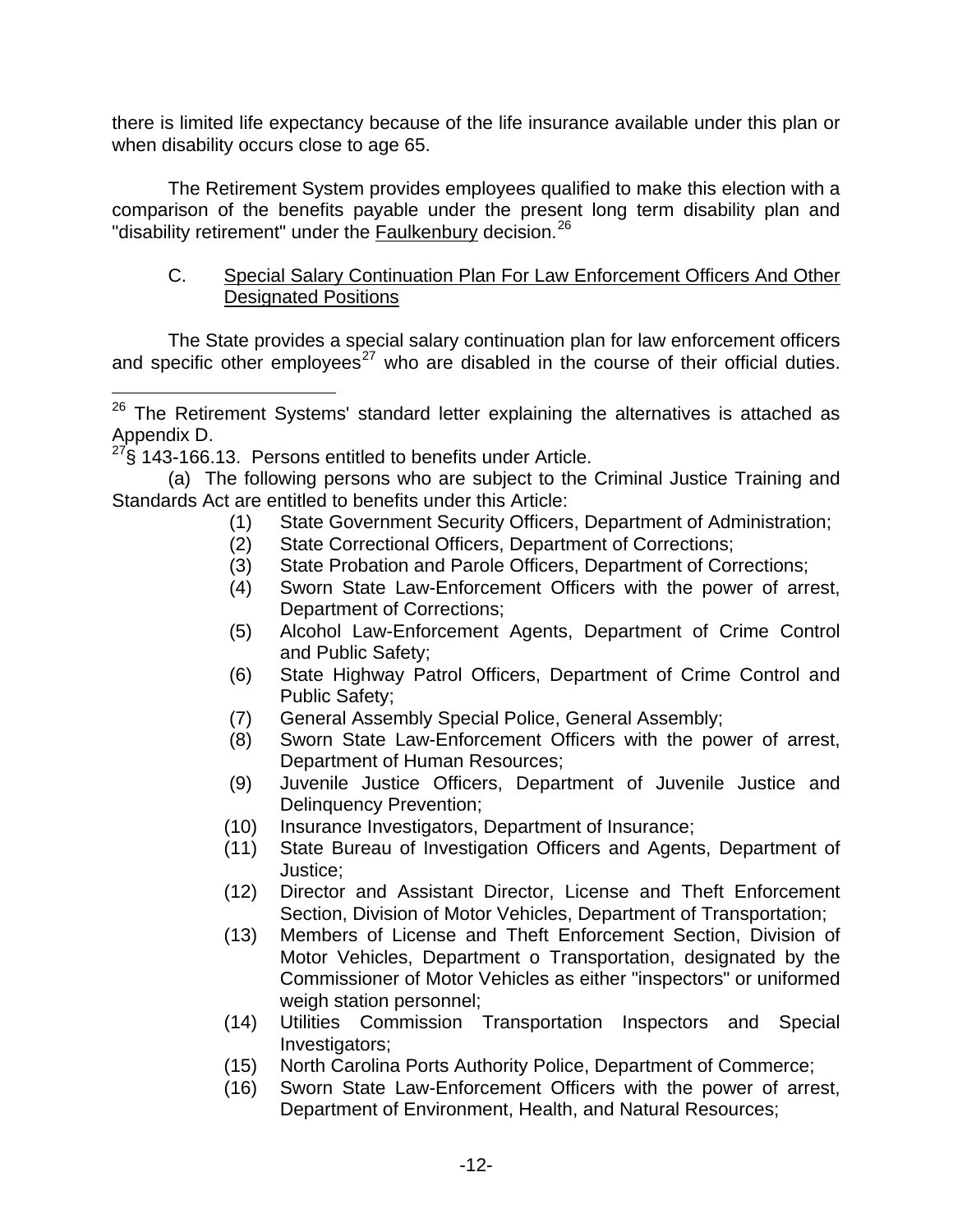there is limited life expectancy because of the life insurance available under this plan or when disability occurs close to age 65.

The Retirement System provides employees qualified to make this election with a comparison of the benefits payable under the present long term disability plan and "disability retirement" under the Faulkenbury decision.[26]

C. Special Salary Continuation Plan For Law Enforcement Officers And Other Designated Positions

The State provides a special salary continuation plan for law enforcement officers and specific other employees[27] who are disabled in the course of their official duties.

---

[26] The Retirement Systems' standard letter explaining the alternatives is attached as Appendix D.

[27] § 143-166.13. Persons entitled to benefits under Article.

(a) The following persons who are subject to the Criminal Justice Training and Standards Act are entitled to benefits under this Article:

(1) State Government Security Officers, Department of Administration;
(2) State Correctional Officers, Department of Corrections;
(3) State Probation and Parole Officers, Department of Corrections;
(4) Sworn State Law-Enforcement Officers with the power of arrest, Department of Corrections;
(5) Alcohol Law-Enforcement Agents, Department of Crime Control and Public Safety;
(6) State Highway Patrol Officers, Department of Crime Control and Public Safety;
(7) General Assembly Special Police, General Assembly;
(8) Sworn State Law-Enforcement Officers with the power of arrest, Department of Human Resources;
(9) Juvenile Justice Officers, Department of Juvenile Justice and Delinquency Prevention;
(10) Insurance Investigators, Department of Insurance;
(11) State Bureau of Investigation Officers and Agents, Department of Justice;
(12) Director and Assistant Director, License and Theft Enforcement Section, Division of Motor Vehicles, Department of Transportation;
(13) Members of License and Theft Enforcement Section, Division of Motor Vehicles, Department o Transportation, designated by the Commissioner of Motor Vehicles as either "inspectors" or uniformed weigh station personnel;
(14) Utilities Commission Transportation Inspectors and Special Investigators;
(15) North Carolina Ports Authority Police, Department of Commerce;
(16) Sworn State Law-Enforcement Officers with the power of arrest, Department of Environment, Health, and Natural Resources;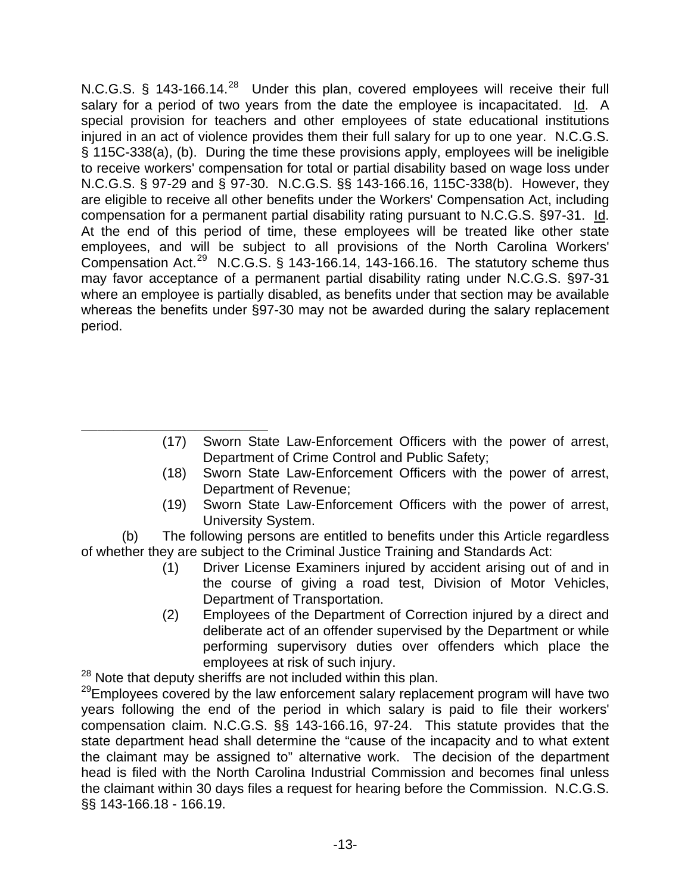N.C.G.S. § 143-166.14.[28] Under this plan, covered employees will receive their full salary for a period of two years from the date the employee is incapacitated. Id. A special provision for teachers and other employees of state educational institutions injured in an act of violence provides them their full salary for up to one year. N.C.G.S. § 115C-338(a), (b). During the time these provisions apply, employees will be ineligible to receive workers' compensation for total or partial disability based on wage loss under N.C.G.S. § 97-29 and § 97-30. N.C.G.S. §§ 143-166.16, 115C-338(b). However, they are eligible to receive all other benefits under the Workers' Compensation Act, including compensation for a permanent partial disability rating pursuant to N.C.G.S. §97-31. Id. At the end of this period of time, these employees will be treated like other state employees, and will be subject to all provisions of the North Carolina Workers' Compensation Act.[29] N.C.G.S. § 143-166.14, 143-166.16. The statutory scheme thus may favor acceptance of a permanent partial disability rating under N.C.G.S. §97-31 where an employee is partially disabled, as benefits under that section may be available whereas the benefits under §97-30 may not be awarded during the salary replacement period.

---

(17) Sworn State Law-Enforcement Officers with the power of arrest, Department of Crime Control and Public Safety;

(18) Sworn State Law-Enforcement Officers with the power of arrest, Department of Revenue;

(19) Sworn State Law-Enforcement Officers with the power of arrest, University System.

(b) The following persons are entitled to benefits under this Article regardless of whether they are subject to the Criminal Justice Training and Standards Act:

(1) Driver License Examiners injured by accident arising out of and in the course of giving a road test, Division of Motor Vehicles, Department of Transportation.

(2) Employees of the Department of Correction injured by a direct and deliberate act of an offender supervised by the Department or while performing supervisory duties over offenders which place the employees at risk of such injury.

[28] Note that deputy sheriffs are not included within this plan.

[29] Employees covered by the law enforcement salary replacement program will have two years following the end of the period in which salary is paid to file their workers' compensation claim. N.C.G.S. §§ 143-166.16, 97-24. This statute provides that the state department head shall determine the "cause of the incapacity and to what extent the claimant may be assigned to" alternative work. The decision of the department head is filed with the North Carolina Industrial Commission and becomes final unless the claimant within 30 days files a request for hearing before the Commission. N.C.G.S. §§ 143-166.18 - 166.19.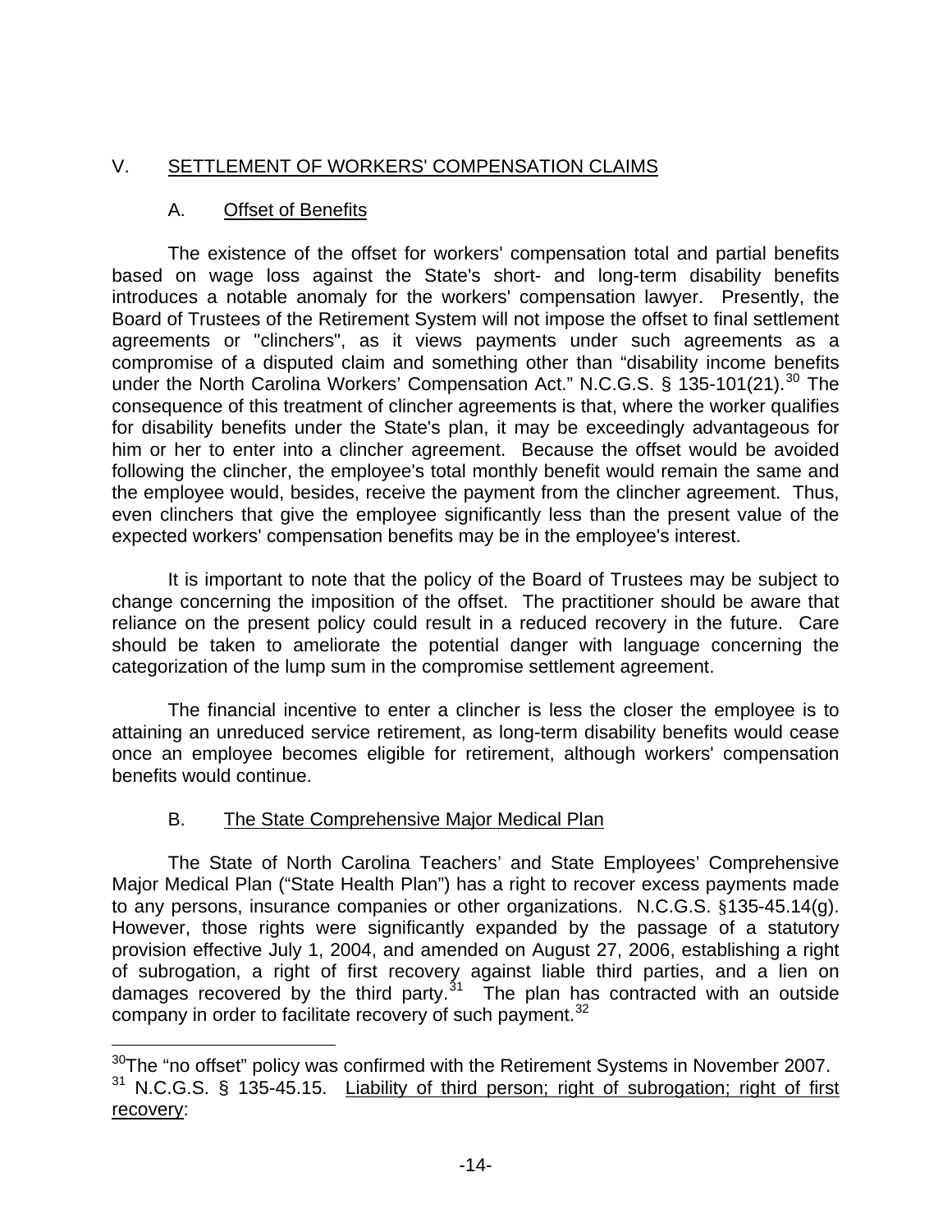## V. SETTLEMENT OF WORKERS' COMPENSATION CLAIMS

### A. Offset of Benefits

The existence of the offset for workers' compensation total and partial benefits based on wage loss against the State's short- and long-term disability benefits introduces a notable anomaly for the workers' compensation lawyer. Presently, the Board of Trustees of the Retirement System will not impose the offset to final settlement agreements or "clinchers", as it views payments under such agreements as a compromise of a disputed claim and something other than "disability income benefits under the North Carolina Workers' Compensation Act." N.C.G.S. § 135-101(21).[30] The consequence of this treatment of clincher agreements is that, where the worker qualifies for disability benefits under the State's plan, it may be exceedingly advantageous for him or her to enter into a clincher agreement. Because the offset would be avoided following the clincher, the employee's total monthly benefit would remain the same and the employee would, besides, receive the payment from the clincher agreement. Thus, even clinchers that give the employee significantly less than the present value of the expected workers' compensation benefits may be in the employee's interest.

It is important to note that the policy of the Board of Trustees may be subject to change concerning the imposition of the offset. The practitioner should be aware that reliance on the present policy could result in a reduced recovery in the future. Care should be taken to ameliorate the potential danger with language concerning the categorization of the lump sum in the compromise settlement agreement.

The financial incentive to enter a clincher is less the closer the employee is to attaining an unreduced service retirement, as long-term disability benefits would cease once an employee becomes eligible for retirement, although workers' compensation benefits would continue.

### B. The State Comprehensive Major Medical Plan

The State of North Carolina Teachers' and State Employees' Comprehensive Major Medical Plan ("State Health Plan") has a right to recover excess payments made to any persons, insurance companies or other organizations. N.C.G.S. §135-45.14(g). However, those rights were significantly expanded by the passage of a statutory provision effective July 1, 2004, and amended on August 27, 2006, establishing a right of subrogation, a right of first recovery against liable third parties, and a lien on damages recovered by the third party.[31] The plan has contracted with an outside company in order to facilitate recovery of such payment.[32]

---

[30] The "no offset" policy was confirmed with the Retirement Systems in November 2007.

[31] N.C.G.S. § 135-45.15. Liability of third person; right of subrogation; right of first recovery: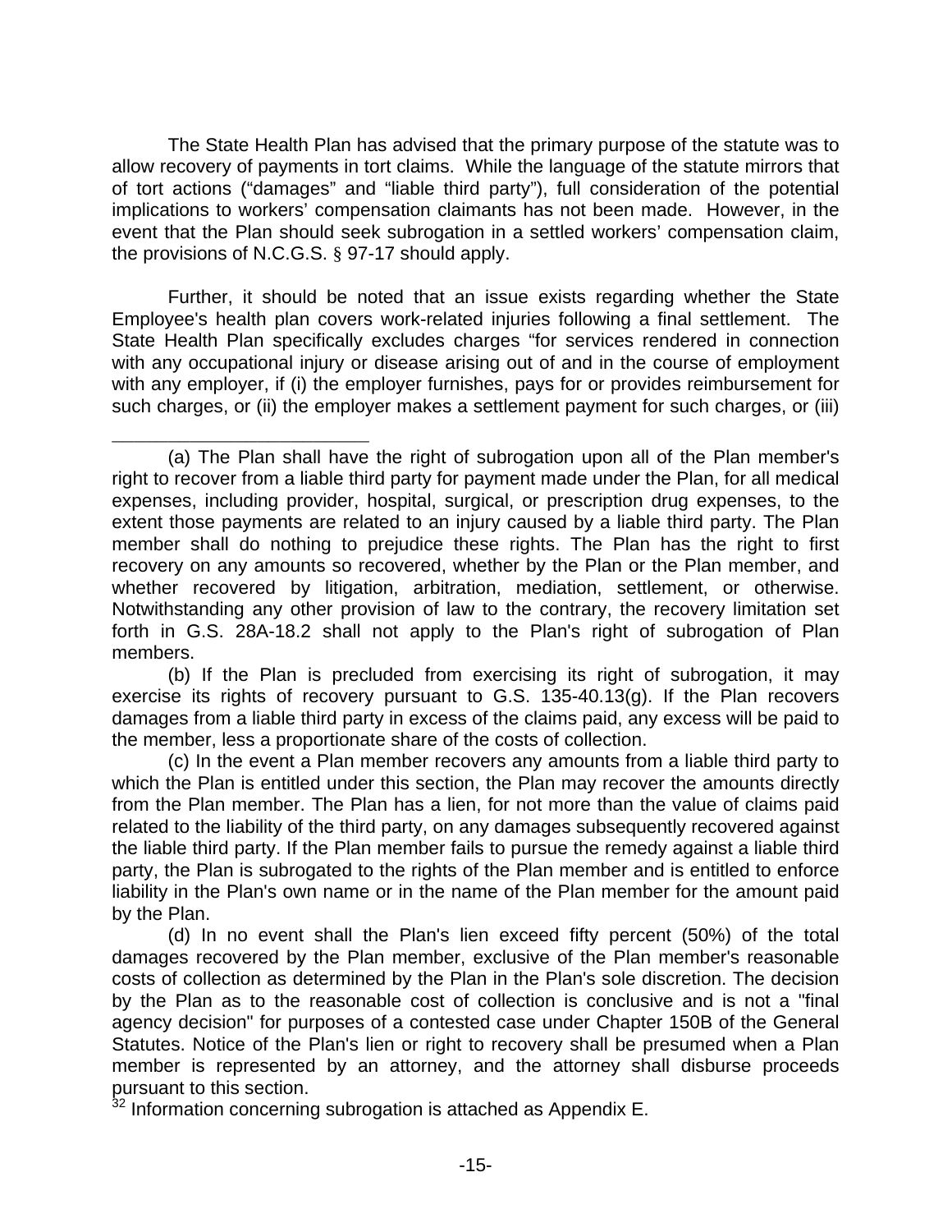The State Health Plan has advised that the primary purpose of the statute was to allow recovery of payments in tort claims. While the language of the statute mirrors that of tort actions ("damages" and "liable third party"), full consideration of the potential implications to workers' compensation claimants has not been made. However, in the event that the Plan should seek subrogation in a settled workers' compensation claim, the provisions of N.C.G.S. § 97-17 should apply.

Further, it should be noted that an issue exists regarding whether the State Employee's health plan covers work-related injuries following a final settlement. The State Health Plan specifically excludes charges "for services rendered in connection with any occupational injury or disease arising out of and in the course of employment with any employer, if (i) the employer furnishes, pays for or provides reimbursement for such charges, or (ii) the employer makes a settlement payment for such charges, or (iii)

---

(a) The Plan shall have the right of subrogation upon all of the Plan member's right to recover from a liable third party for payment made under the Plan, for all medical expenses, including provider, hospital, surgical, or prescription drug expenses, to the extent those payments are related to an injury caused by a liable third party. The Plan member shall do nothing to prejudice these rights. The Plan has the right to first recovery on any amounts so recovered, whether by the Plan or the Plan member, and whether recovered by litigation, arbitration, mediation, settlement, or otherwise. Notwithstanding any other provision of law to the contrary, the recovery limitation set forth in G.S. 28A-18.2 shall not apply to the Plan's right of subrogation of Plan members.

(b) If the Plan is precluded from exercising its right of subrogation, it may exercise its rights of recovery pursuant to G.S. 135-40.13(g). If the Plan recovers damages from a liable third party in excess of the claims paid, any excess will be paid to the member, less a proportionate share of the costs of collection.

(c) In the event a Plan member recovers any amounts from a liable third party to which the Plan is entitled under this section, the Plan may recover the amounts directly from the Plan member. The Plan has a lien, for not more than the value of claims paid related to the liability of the third party, on any damages subsequently recovered against the liable third party. If the Plan member fails to pursue the remedy against a liable third party, the Plan is subrogated to the rights of the Plan member and is entitled to enforce liability in the Plan's own name or in the name of the Plan member for the amount paid by the Plan.

(d) In no event shall the Plan's lien exceed fifty percent (50%) of the total damages recovered by the Plan member, exclusive of the Plan member's reasonable costs of collection as determined by the Plan in the Plan's sole discretion. The decision by the Plan as to the reasonable cost of collection is conclusive and is not a "final agency decision" for purposes of a contested case under Chapter 150B of the General Statutes. Notice of the Plan's lien or right to recovery shall be presumed when a Plan member is represented by an attorney, and the attorney shall disburse proceeds pursuant to this section.

[32] Information concerning subrogation is attached as Appendix E.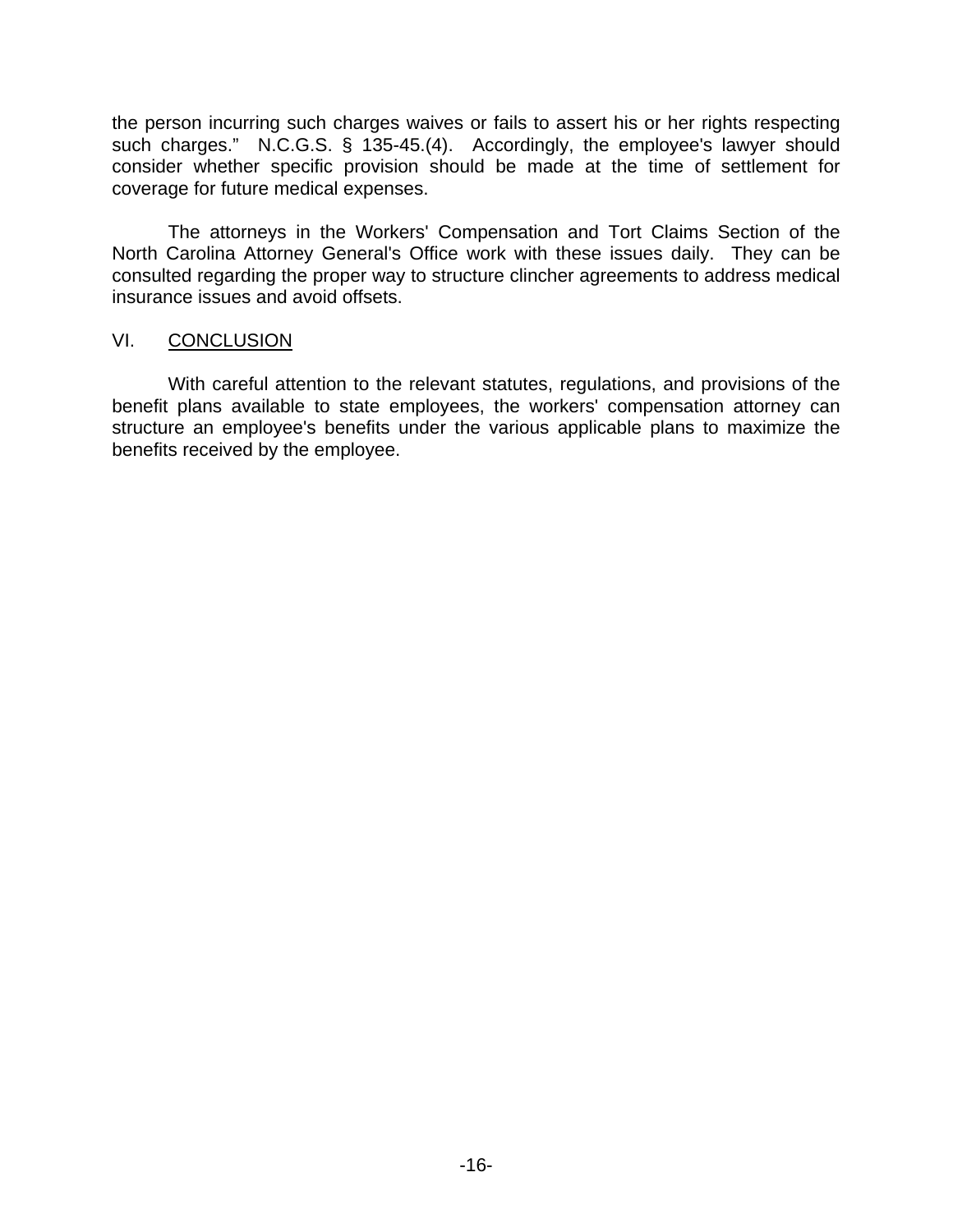the person incurring such charges waives or fails to assert his or her rights respecting such charges." N.C.G.S. § 135-45.(4). Accordingly, the employee's lawyer should consider whether specific provision should be made at the time of settlement for coverage for future medical expenses.

The attorneys in the Workers' Compensation and Tort Claims Section of the North Carolina Attorney General's Office work with these issues daily. They can be consulted regarding the proper way to structure clincher agreements to address medical insurance issues and avoid offsets.

## VI. CONCLUSION

With careful attention to the relevant statutes, regulations, and provisions of the benefit plans available to state employees, the workers' compensation attorney can structure an employee's benefits under the various applicable plans to maximize the benefits received by the employee.